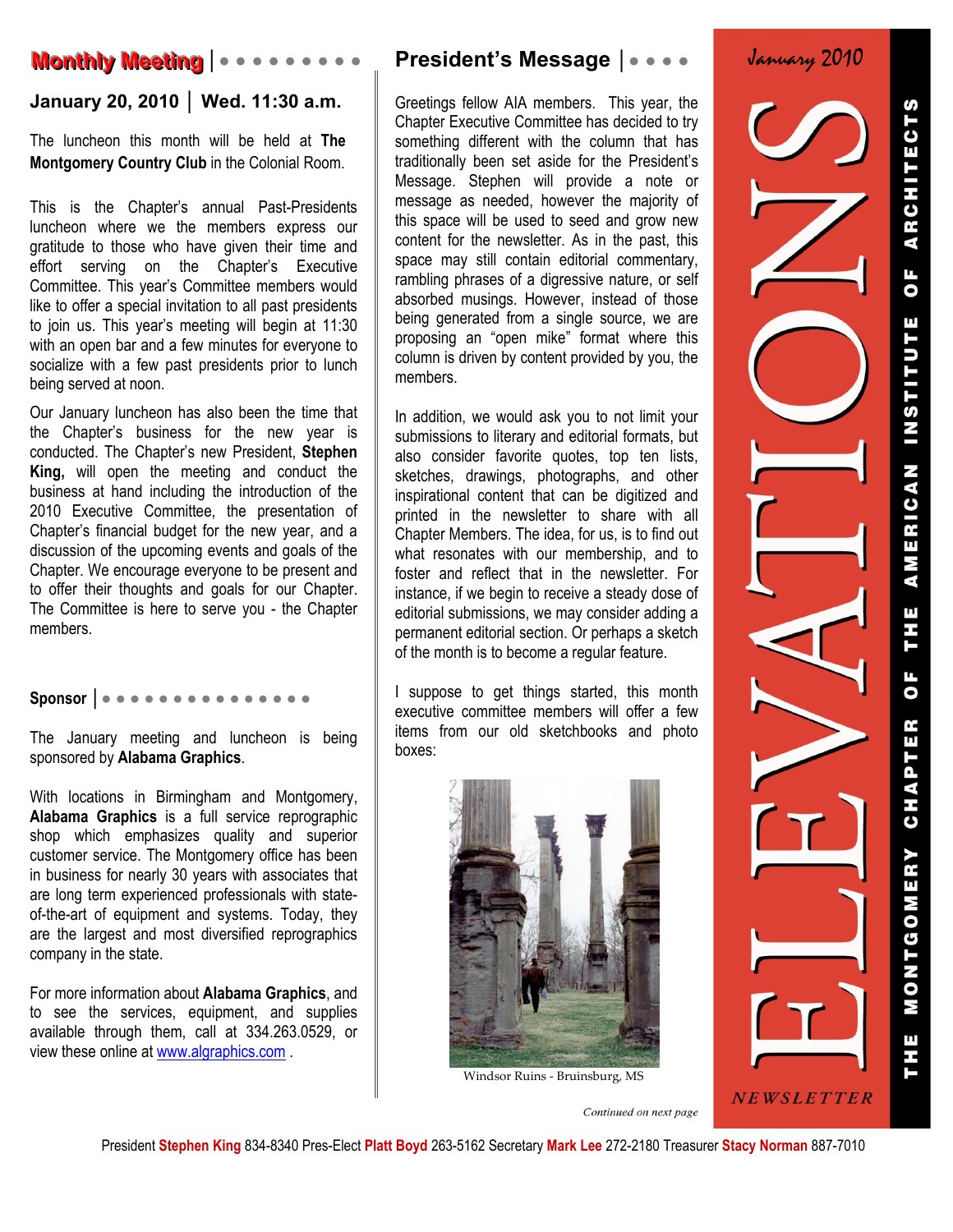# ELEVATIONS

*January 2010*

NEWSLETTER

THE MONTGOMERY CHAPTER OF THE AMERICAN INSTITUTE OF ARCHITECTS

## Monthly Meeting

### January 20, 2010 | Wed. 11:30 a.m.

The luncheon this month will be held at **The Montgomery Country Club** in the Colonial Room.

This is the Chapter's annual Past-Presidents luncheon where we the members express our gratitude to those who have given their time and effort serving on the Chapter's Executive Committee. This year's Committee members would like to offer a special invitation to all past presidents to join us. This year's meeting will begin at 11:30 with an open bar and a few minutes for everyone to socialize with a few past presidents prior to lunch being served at noon.

Our January luncheon has also been the time that the Chapter's business for the new year is conducted. The Chapter's new President, **Stephen King,** will open the meeting and conduct the business at hand including the introduction of the 2010 Executive Committee, the presentation of Chapter's financial budget for the new year, and a discussion of the upcoming events and goals of the Chapter. We encourage everyone to be present and to offer their thoughts and goals for our Chapter. The Committee is here to serve you - the Chapter members.

## Sponsor

The January meeting and luncheon is being sponsored by **Alabama Graphics**.

With locations in Birmingham and Montgomery, **Alabama Graphics** is a full service reprographic shop which emphasizes quality and superior customer service. The Montgomery office has been in business for nearly 30 years with associates that are long term experienced professionals with state-of-the-art of equipment and systems. Today, they are the largest and most diversified reprographics company in the state.

For more information about **Alabama Graphics**, and to see the services, equipment, and supplies available through them, call at 334.263.0529, or view these online at www.algraphics.com .

## President's Message

Greetings fellow AIA members. This year, the Chapter Executive Committee has decided to try something different with the column that has traditionally been set aside for the President's Message. Stephen will provide a note or message as needed, however the majority of this space will be used to seed and grow new content for the newsletter. As in the past, this space may still contain editorial commentary, rambling phrases of a digressive nature, or self absorbed musings. However, instead of those being generated from a single source, we are proposing an "open mike" format where this column is driven by content provided by you, the members.

In addition, we would ask you to not limit your submissions to literary and editorial formats, but also consider favorite quotes, top ten lists, sketches, drawings, photographs, and other inspirational content that can be digitized and printed in the newsletter to share with all Chapter Members. The idea, for us, is to find out what resonates with our membership, and to foster and reflect that in the newsletter. For instance, if we begin to receive a steady dose of editorial submissions, we may consider adding a permanent editorial section. Or perhaps a sketch of the month is to become a regular feature.

I suppose to get things started, this month executive committee members will offer a few items from our old sketchbooks and photo boxes:

Windsor Ruins - Bruinsburg, MS

*Continued on next page*

President **Stephen King** 834-8340 Pres-Elect **Platt Boyd** 263-5162 Secretary **Mark Lee** 272-2180 Treasurer **Stacy Norman** 887-7010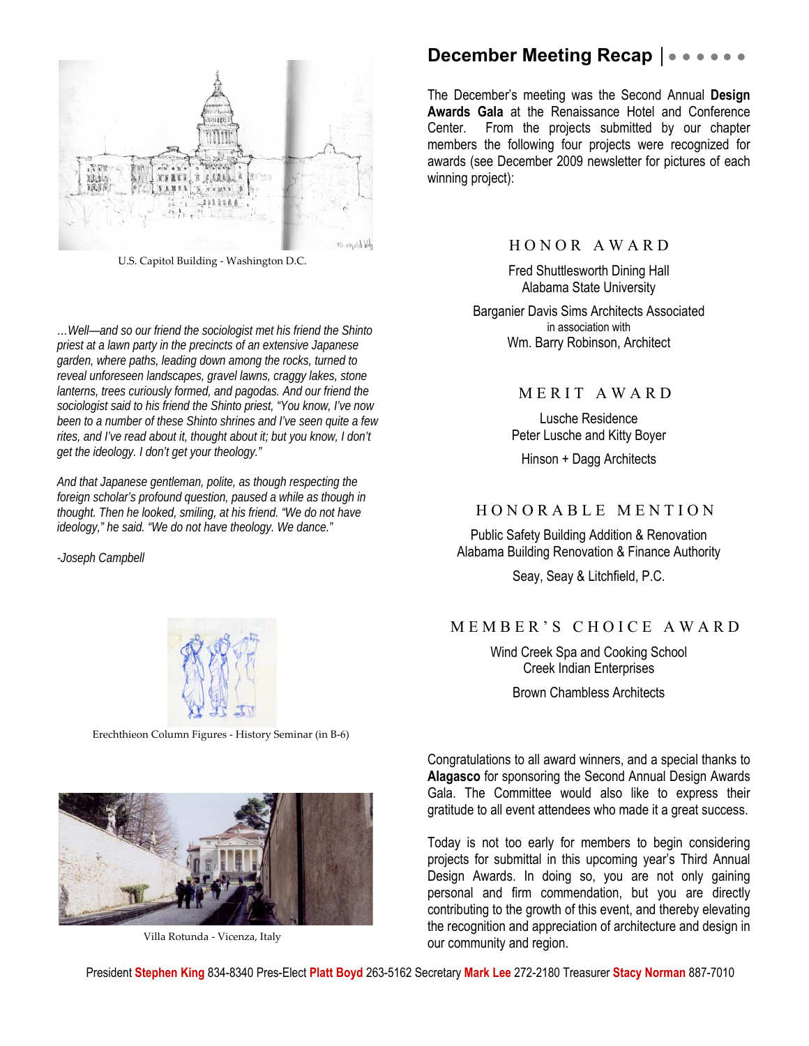U.S. Capitol Building - Washington D.C.

*…Well—and so our friend the sociologist met his friend the Shinto priest at a lawn party in the precincts of an extensive Japanese garden, where paths, leading down among the rocks, turned to reveal unforeseen landscapes, gravel lawns, craggy lakes, stone lanterns, trees curiously formed, and pagodas. And our friend the sociologist said to his friend the Shinto priest, "You know, I've now been to a number of these Shinto shrines and I've seen quite a few rites, and I've read about it, thought about it; but you know, I don't get the ideology. I don't get your theology."*

*And that Japanese gentleman, polite, as though respecting the foreign scholar's profound question, paused a while as though in thought. Then he looked, smiling, at his friend. "We do not have ideology," he said. "We do not have theology. We dance."*

*-Joseph Campbell*

Erechthieon Column Figures - History Seminar (in B-6)

Villa Rotunda - Vicenza, Italy

## December Meeting Recap

The December's meeting was the Second Annual **Design Awards Gala** at the Renaissance Hotel and Conference Center. From the projects submitted by our chapter members the following four projects were recognized for awards (see December 2009 newsletter for pictures of each winning project):

### HONOR AWARD

Fred Shuttlesworth Dining Hall
Alabama State University

Barganier Davis Sims Architects Associated
in association with
Wm. Barry Robinson, Architect

### MERIT AWARD

Lusche Residence
Peter Lusche and Kitty Boyer

Hinson + Dagg Architects

### HONORABLE MENTION

Public Safety Building Addition & Renovation
Alabama Building Renovation & Finance Authority

Seay, Seay & Litchfield, P.C.

### MEMBER'S CHOICE AWARD

Wind Creek Spa and Cooking School
Creek Indian Enterprises

Brown Chambless Architects

Congratulations to all award winners, and a special thanks to **Alagasco** for sponsoring the Second Annual Design Awards Gala. The Committee would also like to express their gratitude to all event attendees who made it a great success.

Today is not too early for members to begin considering projects for submittal in this upcoming year's Third Annual Design Awards. In doing so, you are not only gaining personal and firm commendation, but you are directly contributing to the growth of this event, and thereby elevating the recognition and appreciation of architecture and design in our community and region.

President **Stephen King** 834-8340 Pres-Elect **Platt Boyd** 263-5162 Secretary **Mark Lee** 272-2180 Treasurer **Stacy Norman** 887-7010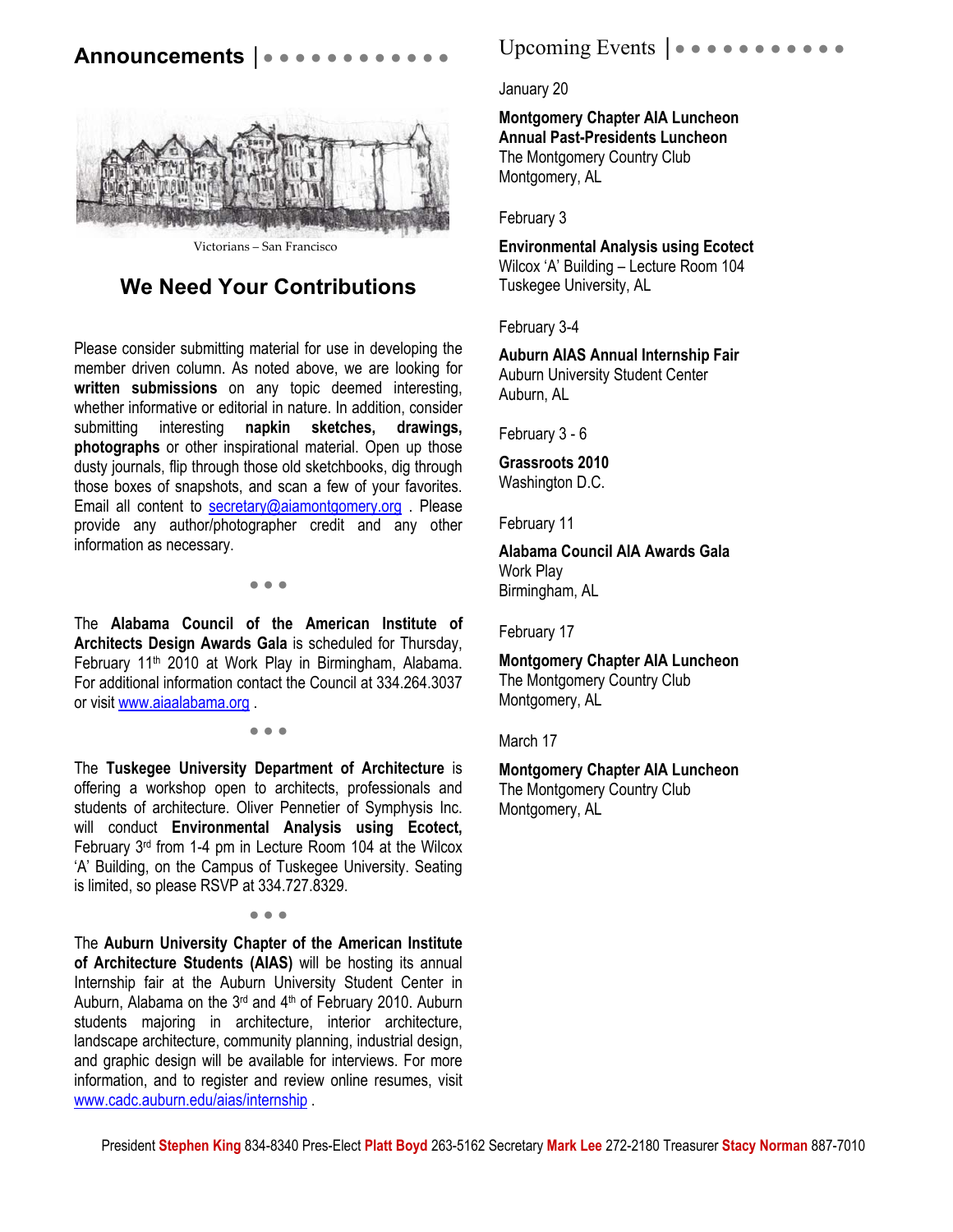## Announcements

Victorians – San Francisco

### We Need Your Contributions

Please consider submitting material for use in developing the member driven column. As noted above, we are looking for **written submissions** on any topic deemed interesting, whether informative or editorial in nature. In addition, consider submitting interesting **napkin sketches, drawings, photographs** or other inspirational material. Open up those dusty journals, flip through those old sketchbooks, dig through those boxes of snapshots, and scan a few of your favorites. Email all content to secretary@aiamontgomery.org . Please provide any author/photographer credit and any other information as necessary.

• • •

The **Alabama Council of the American Institute of Architects Design Awards Gala** is scheduled for Thursday, February 11th 2010 at Work Play in Birmingham, Alabama. For additional information contact the Council at 334.264.3037 or visit www.aiaalabama.org .

• • •

The **Tuskegee University Department of Architecture** is offering a workshop open to architects, professionals and students of architecture. Oliver Pennetier of Symphysis Inc. will conduct **Environmental Analysis using Ecotect,** February 3rd from 1-4 pm in Lecture Room 104 at the Wilcox 'A' Building, on the Campus of Tuskegee University. Seating is limited, so please RSVP at 334.727.8329.

• • •

The **Auburn University Chapter of the American Institute of Architecture Students (AIAS)** will be hosting its annual Internship fair at the Auburn University Student Center in Auburn, Alabama on the 3rd and 4th of February 2010. Auburn students majoring in architecture, interior architecture, landscape architecture, community planning, industrial design, and graphic design will be available for interviews. For more information, and to register and review online resumes, visit www.cadc.auburn.edu/aias/internship .

## Upcoming Events

January 20

**Montgomery Chapter AIA Luncheon**
**Annual Past-Presidents Luncheon**
The Montgomery Country Club
Montgomery, AL

February 3

**Environmental Analysis using Ecotect**
Wilcox 'A' Building – Lecture Room 104
Tuskegee University, AL

February 3-4

**Auburn AIAS Annual Internship Fair**
Auburn University Student Center
Auburn, AL

February 3 - 6

**Grassroots 2010**
Washington D.C.

February 11

**Alabama Council AIA Awards Gala**
Work Play
Birmingham, AL

February 17

**Montgomery Chapter AIA Luncheon**
The Montgomery Country Club
Montgomery, AL

March 17

**Montgomery Chapter AIA Luncheon**
The Montgomery Country Club
Montgomery, AL

President **Stephen King** 834-8340 Pres-Elect **Platt Boyd** 263-5162 Secretary **Mark Lee** 272-2180 Treasurer **Stacy Norman** 887-7010